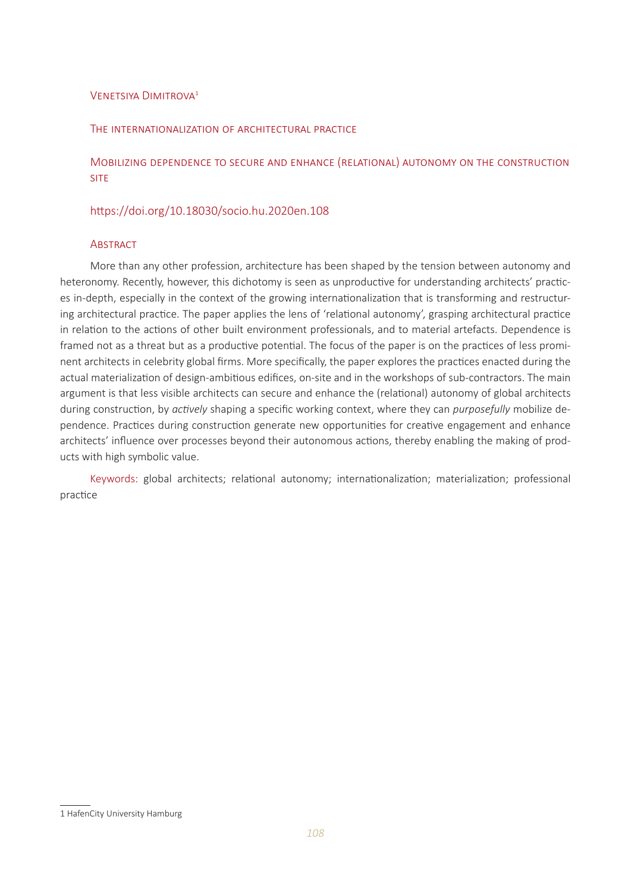Venetsiya Dimitrova[1]

# The internationalization of architectural practice

## Mobilizing dependence to secure and enhance (relational) autonomy on the construction site

https://doi.org/10.18030/socio.hu.2020en.108

### Abstract

More than any other profession, architecture has been shaped by the tension between autonomy and heteronomy. Recently, however, this dichotomy is seen as unproductive for understanding architects' practices in-depth, especially in the context of the growing internationalization that is transforming and restructuring architectural practice. The paper applies the lens of 'relational autonomy', grasping architectural practice in relation to the actions of other built environment professionals, and to material artefacts. Dependence is framed not as a threat but as a productive potential. The focus of the paper is on the practices of less prominent architects in celebrity global firms. More specifically, the paper explores the practices enacted during the actual materialization of design-ambitious edifices, on-site and in the workshops of sub-contractors. The main argument is that less visible architects can secure and enhance the (relational) autonomy of global architects during construction, by *actively* shaping a specific working context, where they can *purposefully* mobilize dependence. Practices during construction generate new opportunities for creative engagement and enhance architects' influence over processes beyond their autonomous actions, thereby enabling the making of products with high symbolic value.

Keywords: global architects; relational autonomy; internationalization; materialization; professional practice

[1] HafenCity University Hamburg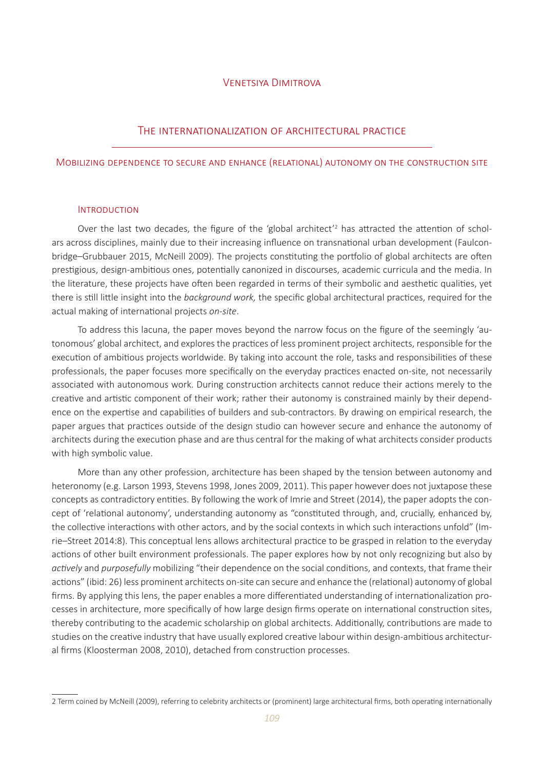Venetsiya Dimitrova

# The internationalization of architectural practice

## Mobilizing dependence to secure and enhance (relational) autonomy on the construction site

### Introduction

Over the last two decades, the figure of the 'global architect'[2] has attracted the attention of scholars across disciplines, mainly due to their increasing influence on transnational urban development (Faulconbridge–Grubbauer 2015, McNeill 2009). The projects constituting the portfolio of global architects are often prestigious, design-ambitious ones, potentially canonized in discourses, academic curricula and the media. In the literature, these projects have often been regarded in terms of their symbolic and aesthetic qualities, yet there is still little insight into the *background work,* the specific global architectural practices, required for the actual making of international projects *on-site*.

To address this lacuna, the paper moves beyond the narrow focus on the figure of the seemingly 'autonomous' global architect, and explores the practices of less prominent project architects, responsible for the execution of ambitious projects worldwide. By taking into account the role, tasks and responsibilities of these professionals, the paper focuses more specifically on the everyday practices enacted on-site, not necessarily associated with autonomous work. During construction architects cannot reduce their actions merely to the creative and artistic component of their work; rather their autonomy is constrained mainly by their dependence on the expertise and capabilities of builders and sub-contractors. By drawing on empirical research, the paper argues that practices outside of the design studio can however secure and enhance the autonomy of architects during the execution phase and are thus central for the making of what architects consider products with high symbolic value.

More than any other profession, architecture has been shaped by the tension between autonomy and heteronomy (e.g. Larson 1993, Stevens 1998, Jones 2009, 2011). This paper however does not juxtapose these concepts as contradictory entities. By following the work of Imrie and Street (2014), the paper adopts the concept of 'relational autonomy', understanding autonomy as "constituted through, and, crucially, enhanced by, the collective interactions with other actors, and by the social contexts in which such interactions unfold" (Imrie–Street 2014:8). This conceptual lens allows architectural practice to be grasped in relation to the everyday actions of other built environment professionals. The paper explores how by not only recognizing but also by *actively* and *purposefully* mobilizing "their dependence on the social conditions, and contexts, that frame their actions" (ibid: 26) less prominent architects on-site can secure and enhance the (relational) autonomy of global firms. By applying this lens, the paper enables a more differentiated understanding of internationalization processes in architecture, more specifically of how large design firms operate on international construction sites, thereby contributing to the academic scholarship on global architects. Additionally, contributions are made to studies on the creative industry that have usually explored creative labour within design-ambitious architectural firms (Kloosterman 2008, 2010), detached from construction processes.

---

2 Term coined by McNeill (2009), referring to celebrity architects or (prominent) large architectural firms, both operating internationally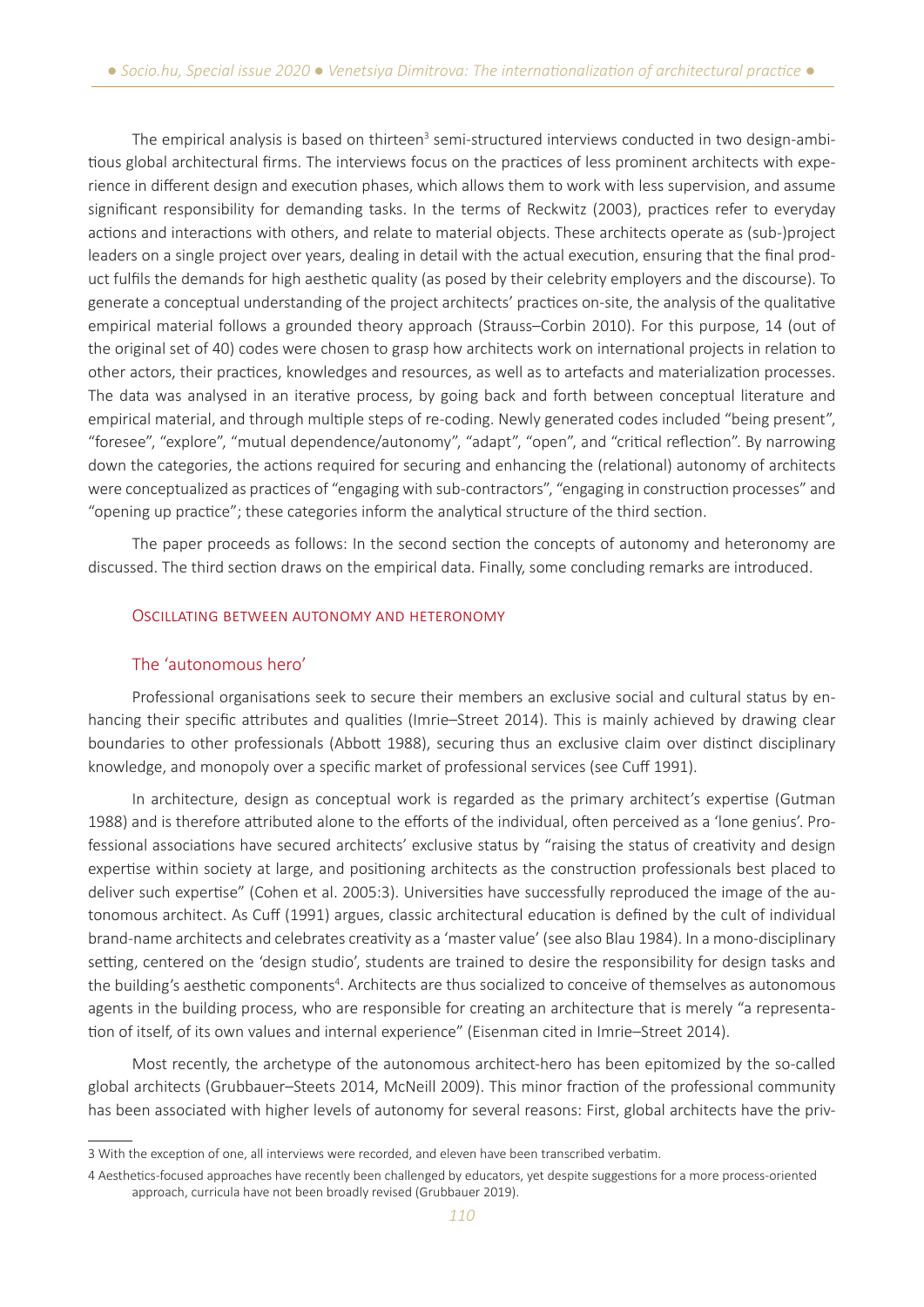The empirical analysis is based on thirteen[3] semi-structured interviews conducted in two design-ambitious global architectural firms. The interviews focus on the practices of less prominent architects with experience in different design and execution phases, which allows them to work with less supervision, and assume significant responsibility for demanding tasks. In the terms of Reckwitz (2003), practices refer to everyday actions and interactions with others, and relate to material objects. These architects operate as (sub-)project leaders on a single project over years, dealing in detail with the actual execution, ensuring that the final product fulfils the demands for high aesthetic quality (as posed by their celebrity employers and the discourse). To generate a conceptual understanding of the project architects' practices on-site, the analysis of the qualitative empirical material follows a grounded theory approach (Strauss–Corbin 2010). For this purpose, 14 (out of the original set of 40) codes were chosen to grasp how architects work on international projects in relation to other actors, their practices, knowledges and resources, as well as to artefacts and materialization processes. The data was analysed in an iterative process, by going back and forth between conceptual literature and empirical material, and through multiple steps of re-coding. Newly generated codes included "being present", "foresee", "explore", "mutual dependence/autonomy", "adapt", "open", and "critical reflection". By narrowing down the categories, the actions required for securing and enhancing the (relational) autonomy of architects were conceptualized as practices of "engaging with sub-contractors", "engaging in construction processes" and "opening up practice"; these categories inform the analytical structure of the third section.

The paper proceeds as follows: In the second section the concepts of autonomy and heteronomy are discussed. The third section draws on the empirical data. Finally, some concluding remarks are introduced.

## Oscillating between autonomy and heteronomy

### The 'autonomous hero'

Professional organisations seek to secure their members an exclusive social and cultural status by enhancing their specific attributes and qualities (Imrie–Street 2014). This is mainly achieved by drawing clear boundaries to other professionals (Abbott 1988), securing thus an exclusive claim over distinct disciplinary knowledge, and monopoly over a specific market of professional services (see Cuff 1991).

In architecture, design as conceptual work is regarded as the primary architect's expertise (Gutman 1988) and is therefore attributed alone to the efforts of the individual, often perceived as a 'lone genius'. Professional associations have secured architects' exclusive status by "raising the status of creativity and design expertise within society at large, and positioning architects as the construction professionals best placed to deliver such expertise" (Cohen et al. 2005:3). Universities have successfully reproduced the image of the autonomous architect. As Cuff (1991) argues, classic architectural education is defined by the cult of individual brand-name architects and celebrates creativity as a 'master value' (see also Blau 1984). In a mono-disciplinary setting, centered on the 'design studio', students are trained to desire the responsibility for design tasks and the building's aesthetic components[4]. Architects are thus socialized to conceive of themselves as autonomous agents in the building process, who are responsible for creating an architecture that is merely "a representation of itself, of its own values and internal experience" (Eisenman cited in Imrie–Street 2014).

Most recently, the archetype of the autonomous architect-hero has been epitomized by the so-called global architects (Grubbauer–Steets 2014, McNeill 2009). This minor fraction of the professional community has been associated with higher levels of autonomy for several reasons: First, global architects have the priv-

---

3 With the exception of one, all interviews were recorded, and eleven have been transcribed verbatim.

4 Aesthetics-focused approaches have recently been challenged by educators, yet despite suggestions for a more process-oriented approach, curricula have not been broadly revised (Grubbauer 2019).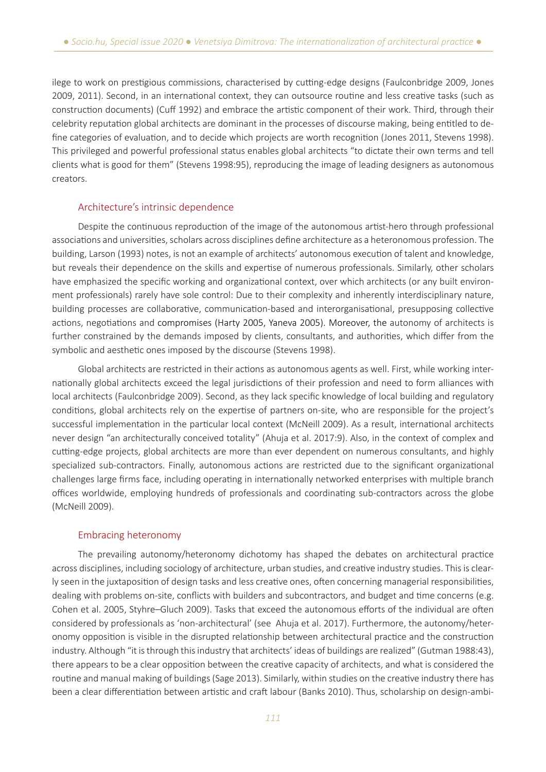ilege to work on prestigious commissions, characterised by cutting-edge designs (Faulconbridge 2009, Jones 2009, 2011). Second, in an international context, they can outsource routine and less creative tasks (such as construction documents) (Cuff 1992) and embrace the artistic component of their work. Third, through their celebrity reputation global architects are dominant in the processes of discourse making, being entitled to define categories of evaluation, and to decide which projects are worth recognition (Jones 2011, Stevens 1998). This privileged and powerful professional status enables global architects "to dictate their own terms and tell clients what is good for them" (Stevens 1998:95), reproducing the image of leading designers as autonomous creators.

## Architecture's intrinsic dependence

Despite the continuous reproduction of the image of the autonomous artist-hero through professional associations and universities, scholars across disciplines define architecture as a heteronomous profession. The building, Larson (1993) notes, is not an example of architects' autonomous execution of talent and knowledge, but reveals their dependence on the skills and expertise of numerous professionals. Similarly, other scholars have emphasized the specific working and organizational context, over which architects (or any built environment professionals) rarely have sole control: Due to their complexity and inherently interdisciplinary nature, building processes are collaborative, communication-based and interorganisational, presupposing collective actions, negotiations and compromises (Harty 2005, Yaneva 2005). Moreover, the autonomy of architects is further constrained by the demands imposed by clients, consultants, and authorities, which differ from the symbolic and aesthetic ones imposed by the discourse (Stevens 1998).

Global architects are restricted in their actions as autonomous agents as well. First, while working internationally global architects exceed the legal jurisdictions of their profession and need to form alliances with local architects (Faulconbridge 2009). Second, as they lack specific knowledge of local building and regulatory conditions, global architects rely on the expertise of partners on-site, who are responsible for the project's successful implementation in the particular local context (McNeill 2009). As a result, international architects never design "an architecturally conceived totality" (Ahuja et al. 2017:9). Also, in the context of complex and cutting-edge projects, global architects are more than ever dependent on numerous consultants, and highly specialized sub-contractors. Finally, autonomous actions are restricted due to the significant organizational challenges large firms face, including operating in internationally networked enterprises with multiple branch offices worldwide, employing hundreds of professionals and coordinating sub-contractors across the globe (McNeill 2009).

## Embracing heteronomy

The prevailing autonomy/heteronomy dichotomy has shaped the debates on architectural practice across disciplines, including sociology of architecture, urban studies, and creative industry studies. This is clearly seen in the juxtaposition of design tasks and less creative ones, often concerning managerial responsibilities, dealing with problems on-site, conflicts with builders and subcontractors, and budget and time concerns (e.g. Cohen et al. 2005, Styhre–Gluch 2009). Tasks that exceed the autonomous efforts of the individual are often considered by professionals as 'non-architectural' (see Ahuja et al. 2017). Furthermore, the autonomy/heteronomy opposition is visible in the disrupted relationship between architectural practice and the construction industry. Although "it is through this industry that architects' ideas of buildings are realized" (Gutman 1988:43), there appears to be a clear opposition between the creative capacity of architects, and what is considered the routine and manual making of buildings (Sage 2013). Similarly, within studies on the creative industry there has been a clear differentiation between artistic and craft labour (Banks 2010). Thus, scholarship on design-ambi-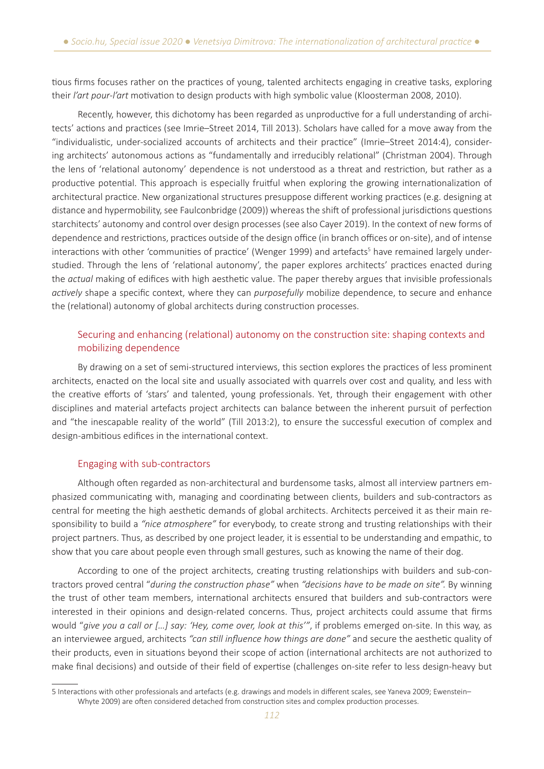tious firms focuses rather on the practices of young, talented architects engaging in creative tasks, exploring their *l'art pour-l'art* motivation to design products with high symbolic value (Kloosterman 2008, 2010).

Recently, however, this dichotomy has been regarded as unproductive for a full understanding of architects' actions and practices (see Imrie–Street 2014, Till 2013). Scholars have called for a move away from the "individualistic, under-socialized accounts of architects and their practice" (Imrie–Street 2014:4), considering architects' autonomous actions as "fundamentally and irreducibly relational" (Christman 2004). Through the lens of 'relational autonomy' dependence is not understood as a threat and restriction, but rather as a productive potential. This approach is especially fruitful when exploring the growing internationalization of architectural practice. New organizational structures presuppose different working practices (e.g. designing at distance and hypermobility, see Faulconbridge (2009)) whereas the shift of professional jurisdictions questions starchitects' autonomy and control over design processes (see also Cayer 2019). In the context of new forms of dependence and restrictions, practices outside of the design office (in branch offices or on-site), and of intense interactions with other 'communities of practice' (Wenger 1999) and artefacts[5] have remained largely understudied. Through the lens of 'relational autonomy', the paper explores architects' practices enacted during the *actual* making of edifices with high aesthetic value. The paper thereby argues that invisible professionals *actively* shape a specific context, where they can *purposefully* mobilize dependence, to secure and enhance the (relational) autonomy of global architects during construction processes.

## Securing and enhancing (relational) autonomy on the construction site: shaping contexts and mobilizing dependence

By drawing on a set of semi-structured interviews, this section explores the practices of less prominent architects, enacted on the local site and usually associated with quarrels over cost and quality, and less with the creative efforts of 'stars' and talented, young professionals. Yet, through their engagement with other disciplines and material artefacts project architects can balance between the inherent pursuit of perfection and "the inescapable reality of the world" (Till 2013:2), to ensure the successful execution of complex and design-ambitious edifices in the international context.

### Engaging with sub-contractors

Although often regarded as non-architectural and burdensome tasks, almost all interview partners emphasized communicating with, managing and coordinating between clients, builders and sub-contractors as central for meeting the high aesthetic demands of global architects. Architects perceived it as their main responsibility to build a *"nice atmosphere"* for everybody, to create strong and trusting relationships with their project partners. Thus, as described by one project leader, it is essential to be understanding and empathic, to show that you care about people even through small gestures, such as knowing the name of their dog.

According to one of the project architects, creating trusting relationships with builders and sub-contractors proved central "*during the construction phase"* when *"decisions have to be made on site"*. By winning the trust of other team members, international architects ensured that builders and sub-contractors were interested in their opinions and design-related concerns. Thus, project architects could assume that firms would "*give you a call or […] say: 'Hey, come over, look at this'"*, if problems emerged on-site. In this way, as an interviewee argued, architects *"can still influence how things are done"* and secure the aesthetic quality of their products, even in situations beyond their scope of action (international architects are not authorized to make final decisions) and outside of their field of expertise (challenges on-site refer to less design-heavy but

---

5 Interactions with other professionals and artefacts (e.g. drawings and models in different scales, see Yaneva 2009; Ewenstein–Whyte 2009) are often considered detached from construction sites and complex production processes.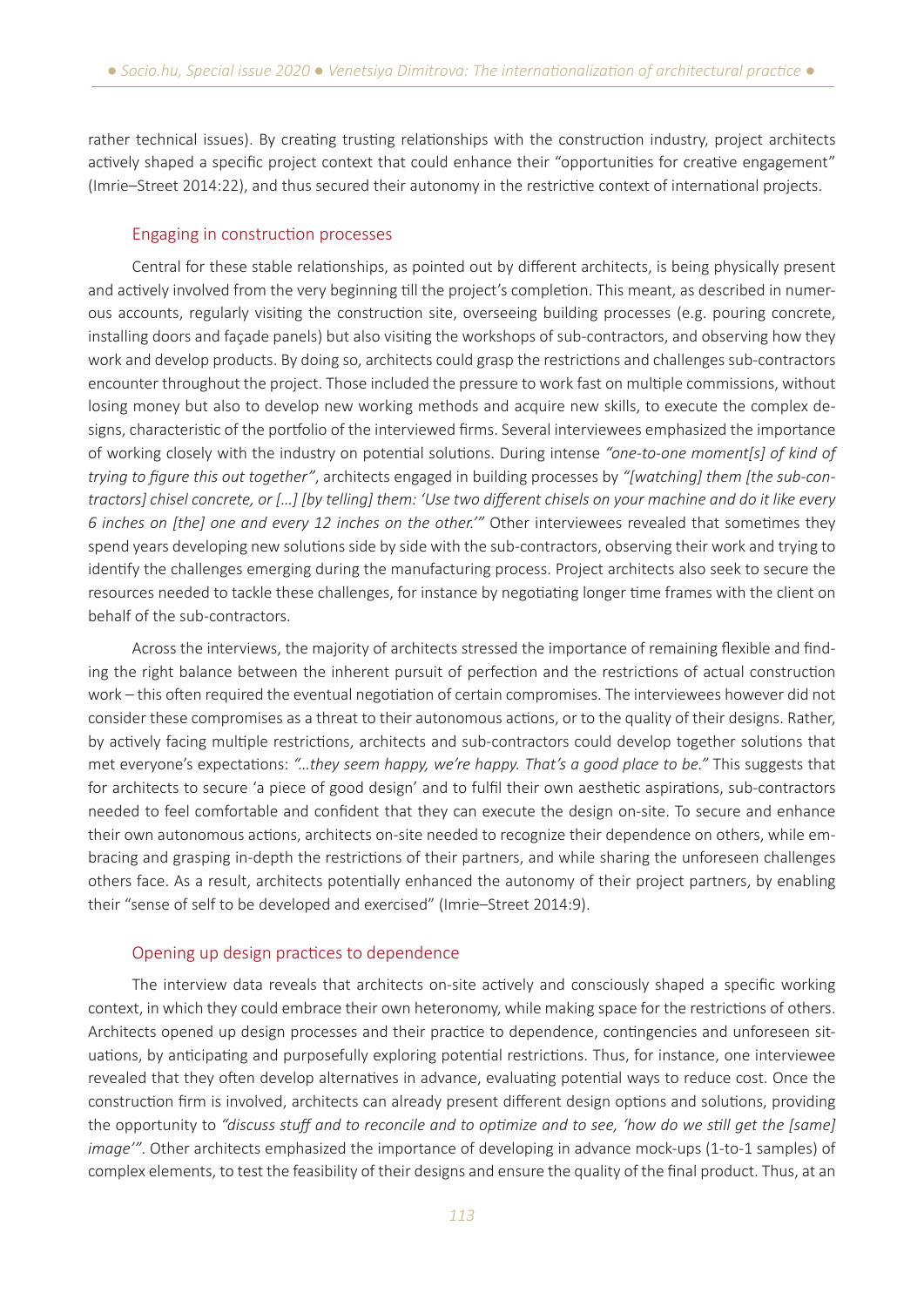rather technical issues). By creating trusting relationships with the construction industry, project architects actively shaped a specific project context that could enhance their "opportunities for creative engagement" (Imrie–Street 2014:22), and thus secured their autonomy in the restrictive context of international projects.

### Engaging in construction processes

Central for these stable relationships, as pointed out by different architects, is being physically present and actively involved from the very beginning till the project's completion. This meant, as described in numerous accounts, regularly visiting the construction site, overseeing building processes (e.g. pouring concrete, installing doors and façade panels) but also visiting the workshops of sub-contractors, and observing how they work and develop products. By doing so, architects could grasp the restrictions and challenges sub-contractors encounter throughout the project. Those included the pressure to work fast on multiple commissions, without losing money but also to develop new working methods and acquire new skills, to execute the complex designs, characteristic of the portfolio of the interviewed firms. Several interviewees emphasized the importance of working closely with the industry on potential solutions. During intense *"one-to-one moment[s] of kind of trying to figure this out together"*, architects engaged in building processes by *"[watching] them [the sub-contractors] chisel concrete, or […] [by telling] them: 'Use two different chisels on your machine and do it like every 6 inches on [the] one and every 12 inches on the other.'"* Other interviewees revealed that sometimes they spend years developing new solutions side by side with the sub-contractors, observing their work and trying to identify the challenges emerging during the manufacturing process. Project architects also seek to secure the resources needed to tackle these challenges, for instance by negotiating longer time frames with the client on behalf of the sub-contractors.

Across the interviews, the majority of architects stressed the importance of remaining flexible and finding the right balance between the inherent pursuit of perfection and the restrictions of actual construction work – this often required the eventual negotiation of certain compromises. The interviewees however did not consider these compromises as a threat to their autonomous actions, or to the quality of their designs. Rather, by actively facing multiple restrictions, architects and sub-contractors could develop together solutions that met everyone's expectations: *"…they seem happy, we're happy. That's a good place to be."* This suggests that for architects to secure 'a piece of good design' and to fulfil their own aesthetic aspirations, sub-contractors needed to feel comfortable and confident that they can execute the design on-site. To secure and enhance their own autonomous actions, architects on-site needed to recognize their dependence on others, while embracing and grasping in-depth the restrictions of their partners, and while sharing the unforeseen challenges others face. As a result, architects potentially enhanced the autonomy of their project partners, by enabling their "sense of self to be developed and exercised" (Imrie–Street 2014:9).

### Opening up design practices to dependence

The interview data reveals that architects on-site actively and consciously shaped a specific working context, in which they could embrace their own heteronomy, while making space for the restrictions of others. Architects opened up design processes and their practice to dependence, contingencies and unforeseen situations, by anticipating and purposefully exploring potential restrictions. Thus, for instance, one interviewee revealed that they often develop alternatives in advance, evaluating potential ways to reduce cost. Once the construction firm is involved, architects can already present different design options and solutions, providing the opportunity to *"discuss stuff and to reconcile and to optimize and to see, 'how do we still get the [same] image'"*. Other architects emphasized the importance of developing in advance mock-ups (1-to-1 samples) of complex elements, to test the feasibility of their designs and ensure the quality of the final product. Thus, at an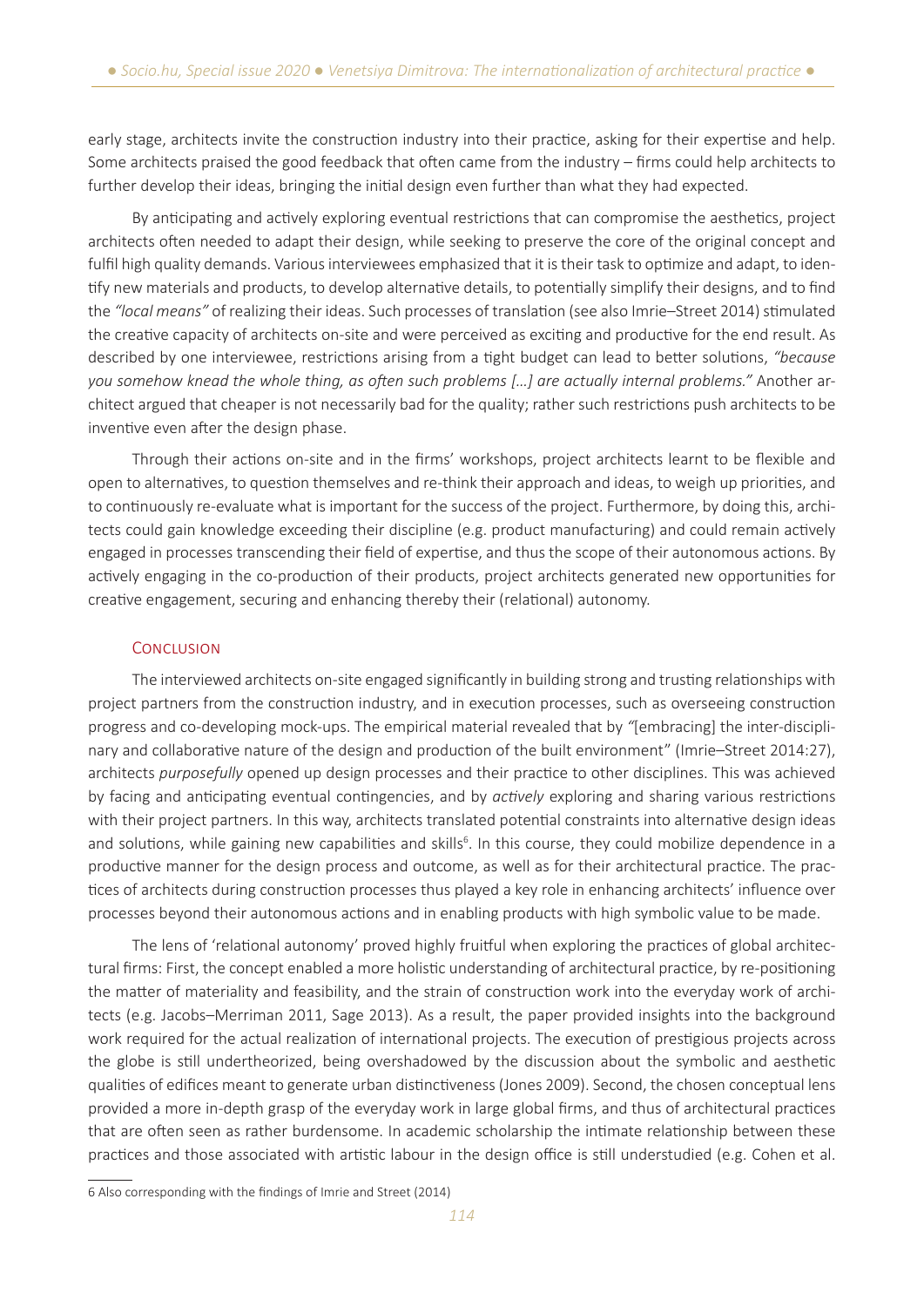early stage, architects invite the construction industry into their practice, asking for their expertise and help. Some architects praised the good feedback that often came from the industry – firms could help architects to further develop their ideas, bringing the initial design even further than what they had expected.

By anticipating and actively exploring eventual restrictions that can compromise the aesthetics, project architects often needed to adapt their design, while seeking to preserve the core of the original concept and fulfil high quality demands. Various interviewees emphasized that it is their task to optimize and adapt, to identify new materials and products, to develop alternative details, to potentially simplify their designs, and to find the *"local means"* of realizing their ideas. Such processes of translation (see also Imrie–Street 2014) stimulated the creative capacity of architects on-site and were perceived as exciting and productive for the end result. As described by one interviewee, restrictions arising from a tight budget can lead to better solutions, *"because you somehow knead the whole thing, as often such problems […] are actually internal problems."* Another architect argued that cheaper is not necessarily bad for the quality; rather such restrictions push architects to be inventive even after the design phase.

Through their actions on-site and in the firms' workshops, project architects learnt to be flexible and open to alternatives, to question themselves and re-think their approach and ideas, to weigh up priorities, and to continuously re-evaluate what is important for the success of the project. Furthermore, by doing this, architects could gain knowledge exceeding their discipline (e.g. product manufacturing) and could remain actively engaged in processes transcending their field of expertise, and thus the scope of their autonomous actions. By actively engaging in the co-production of their products, project architects generated new opportunities for creative engagement, securing and enhancing thereby their (relational) autonomy.

## Conclusion

The interviewed architects on-site engaged significantly in building strong and trusting relationships with project partners from the construction industry, and in execution processes, such as overseeing construction progress and co-developing mock-ups. The empirical material revealed that by "[embracing] the inter-disciplinary and collaborative nature of the design and production of the built environment" (Imrie–Street 2014:27), architects *purposefully* opened up design processes and their practice to other disciplines. This was achieved by facing and anticipating eventual contingencies, and by *actively* exploring and sharing various restrictions with their project partners. In this way, architects translated potential constraints into alternative design ideas and solutions, while gaining new capabilities and skills[6]. In this course, they could mobilize dependence in a productive manner for the design process and outcome, as well as for their architectural practice. The practices of architects during construction processes thus played a key role in enhancing architects' influence over processes beyond their autonomous actions and in enabling products with high symbolic value to be made.

The lens of 'relational autonomy' proved highly fruitful when exploring the practices of global architectural firms: First, the concept enabled a more holistic understanding of architectural practice, by re-positioning the matter of materiality and feasibility, and the strain of construction work into the everyday work of architects (e.g. Jacobs–Merriman 2011, Sage 2013). As a result, the paper provided insights into the background work required for the actual realization of international projects. The execution of prestigious projects across the globe is still undertheorized, being overshadowed by the discussion about the symbolic and aesthetic qualities of edifices meant to generate urban distinctiveness (Jones 2009). Second, the chosen conceptual lens provided a more in-depth grasp of the everyday work in large global firms, and thus of architectural practices that are often seen as rather burdensome. In academic scholarship the intimate relationship between these practices and those associated with artistic labour in the design office is still understudied (e.g. Cohen et al.

6 Also corresponding with the findings of Imrie and Street (2014)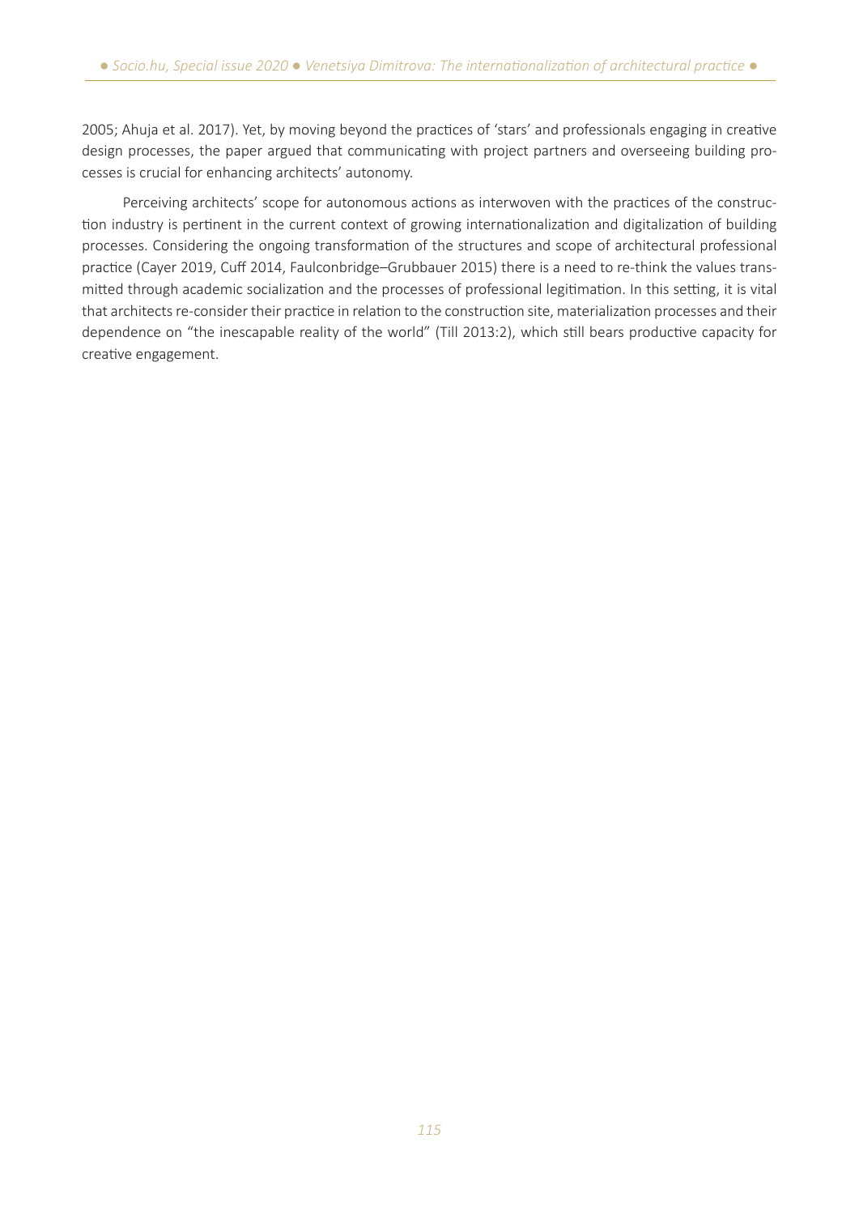2005; Ahuja et al. 2017). Yet, by moving beyond the practices of 'stars' and professionals engaging in creative design processes, the paper argued that communicating with project partners and overseeing building processes is crucial for enhancing architects' autonomy.

Perceiving architects' scope for autonomous actions as interwoven with the practices of the construction industry is pertinent in the current context of growing internationalization and digitalization of building processes. Considering the ongoing transformation of the structures and scope of architectural professional practice (Cayer 2019, Cuff 2014, Faulconbridge–Grubbauer 2015) there is a need to re-think the values transmitted through academic socialization and the processes of professional legitimation. In this setting, it is vital that architects re-consider their practice in relation to the construction site, materialization processes and their dependence on "the inescapable reality of the world" (Till 2013:2), which still bears productive capacity for creative engagement.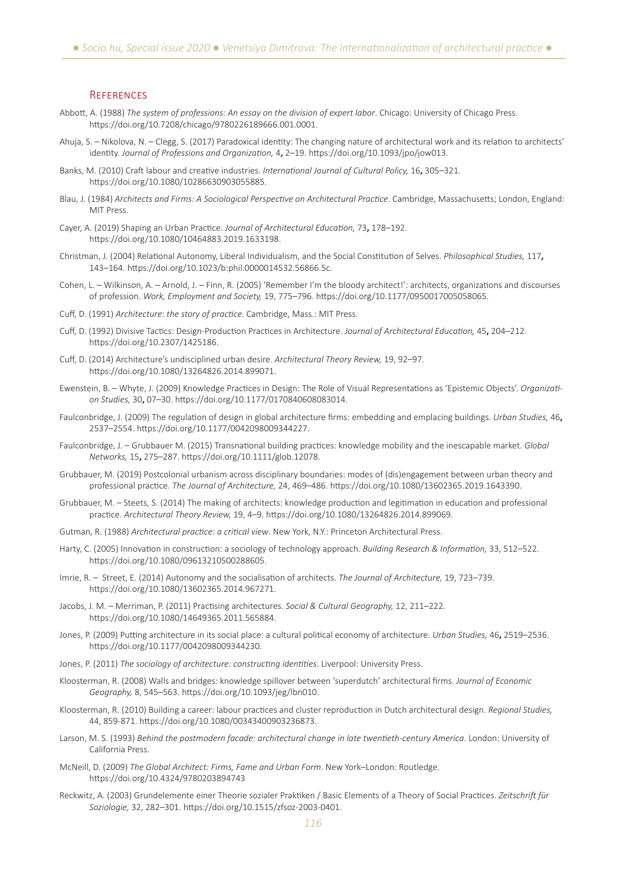## References

Abbott, A. (1988) *The system of professions: An essay on the division of expert labor*. Chicago: University of Chicago Press. https://doi.org/10.7208/chicago/9780226189666.001.0001.

Ahuja, S. – Nikolova, N. – Clegg, S. (2017) Paradoxical identity: The changing nature of architectural work and its relation to architects' identity. *Journal of Professions and Organization,* 4**,** 2–19. https://doi.org/10.1093/jpo/jow013.

Banks, M. (2010) Craft labour and creative industries. *International Journal of Cultural Policy,* 16**,** 305–321. https://doi.org/10.1080/10286630903055885.

Blau, J. (1984) *Architects and Firms: A Sociological Perspective on Architectural Practice*. Cambridge, Massachusetts; London, England: MIT Press.

Cayer, A. (2019) Shaping an Urban Practice. *Journal of Architectural Education,* 73**,** 178–192. https://doi.org/10.1080/10464883.2019.1633198.

Christman, J. (2004) Relational Autonomy, Liberal Individualism, and the Social Constitution of Selves. *Philosophical Studies,* 117**,** 143–164. https://doi.org/10.1023/b:phil.0000014532.56866.5c.

Cohen, L. – Wilkinson, A. – Arnold, J. – Finn, R. (2005) 'Remember I'm the bloody architect!': architects, organizations and discourses of profession. *Work, Employment and Society,* 19, 775–796. https://doi.org/10.1177/0950017005058065.

Cuff, D. (1991) *Architecture: the story of practice*. Cambridge, Mass.: MIT Press.

Cuff, D. (1992) Divisive Tactics: Design-Production Practices in Architecture. *Journal of Architectural Education,* 45**,** 204–212. https://doi.org/10.2307/1425186.

Cuff, D. (2014) Architecture's undisciplined urban desire. *Architectural Theory Review,* 19, 92–97. https://doi.org/10.1080/13264826.2014.899071.

Ewenstein, B. – Whyte, J. (2009) Knowledge Practices in Design: The Role of Visual Representations as 'Epistemic Objects'. *Organization Studies,* 30**,** 07–30. https://doi.org/10.1177/0170840608083014.

Faulconbridge, J. (2009) The regulation of design in global architecture firms: embedding and emplacing buildings. *Urban Studies,* 46**,** 2537–2554. https://doi.org/10.1177/0042098009344227.

Faulconbridge, J. – Grubbauer M. (2015) Transnational building practices: knowledge mobility and the inescapable market. *Global Networks,* 15**,** 275–287. https://doi.org/10.1111/glob.12078.

Grubbauer, M. (2019) Postcolonial urbanism across disciplinary boundaries: modes of (dis)engagement between urban theory and professional practice. *The Journal of Architecture,* 24, 469–486. https://doi.org/10.1080/13602365.2019.1643390.

Grubbauer, M. – Steets, S. (2014) The making of architects: knowledge production and legitimation in education and professional practice. *Architectural Theory Review,* 19, 4–9. https://doi.org/10.1080/13264826.2014.899069.

Gutman, R. (1988) *Architectural practice: a critical view*. New York, N.Y.: Princeton Architectural Press.

Harty, C. (2005) Innovation in construction: a sociology of technology approach. *Building Research & Information,* 33, 512–522. https://doi.org/10.1080/09613210500288605.

Imrie, R. – Street, E. (2014) Autonomy and the socialisation of architects. *The Journal of Architecture,* 19, 723–739. https://doi.org/10.1080/13602365.2014.967271.

Jacobs, J. M. – Merriman, P. (2011) Practising architectures. *Social & Cultural Geography,* 12, 211–222. https://doi.org/10.1080/14649365.2011.565884.

Jones, P. (2009) Putting architecture in its social place: a cultural political economy of architecture. *Urban Studies,* 46**,** 2519–2536. https://doi.org/10.1177/0042098009344230.

Jones, P. (2011) *The sociology of architecture: constructing identities*. Liverpool: University Press.

Kloosterman, R. (2008) Walls and bridges: knowledge spillover between 'superdutch' architectural firms. *Journal of Economic Geography,* 8, 545–563. https://doi.org/10.1093/jeg/lbn010.

Kloosterman, R. (2010) Building a career: labour practices and cluster reproduction in Dutch architectural design. *Regional Studies,* 44, 859-871. https://doi.org/10.1080/00343400903236873.

Larson, M. S. (1993) *Behind the postmodern facade: architectural change in late twentieth-century America.* London: University of California Press.

McNeill, D. (2009) *The Global Architect: Firms, Fame and Urban Form*. New York–London: Routledge. https://doi.org/10.4324/9780203894743

Reckwitz, A. (2003) Grundelemente einer Theorie sozialer Praktiken / Basic Elements of a Theory of Social Practices. *Zeitschrift für Soziologie,* 32, 282–301. https://doi.org/10.1515/zfsoz-2003-0401.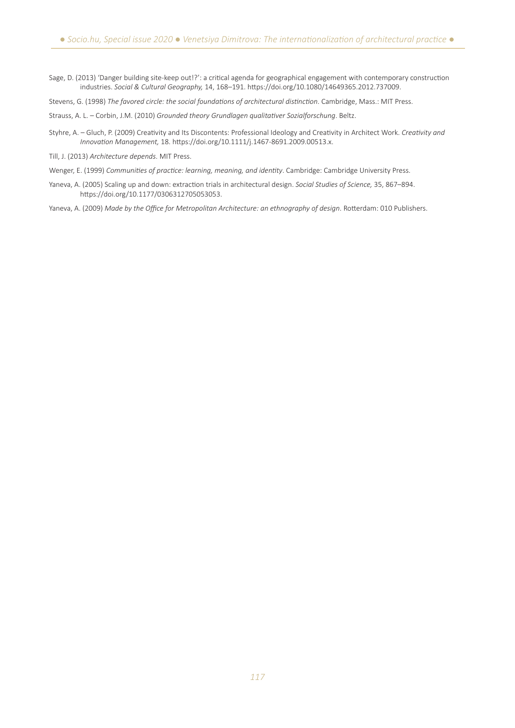Sage, D. (2013) 'Danger building site-keep out!?': a critical agenda for geographical engagement with contemporary construction industries. *Social & Cultural Geography,* 14, 168–191. https://doi.org/10.1080/14649365.2012.737009.

Stevens, G. (1998) *The favored circle: the social foundations of architectural distinction*. Cambridge, Mass.: MIT Press.

Strauss, A. L. – Corbin, J.M. (2010) *Grounded theory Grundlagen qualitativer Sozialforschung*. Beltz.

Styhre, A. – Gluch, P. (2009) Creativity and Its Discontents: Professional Ideology and Creativity in Architect Work. *Creativity and Innovation Management,* 18. https://doi.org/10.1111/j.1467-8691.2009.00513.x.

Till, J. (2013) *Architecture depends*. MIT Press.

Wenger, E. (1999) *Communities of practice: learning, meaning, and identity*. Cambridge: Cambridge University Press.

Yaneva, A. (2005) Scaling up and down: extraction trials in architectural design. *Social Studies of Science,* 35, 867–894. https://doi.org/10.1177/0306312705053053.

Yaneva, A. (2009) *Made by the Office for Metropolitan Architecture: an ethnography of design*. Rotterdam: 010 Publishers.